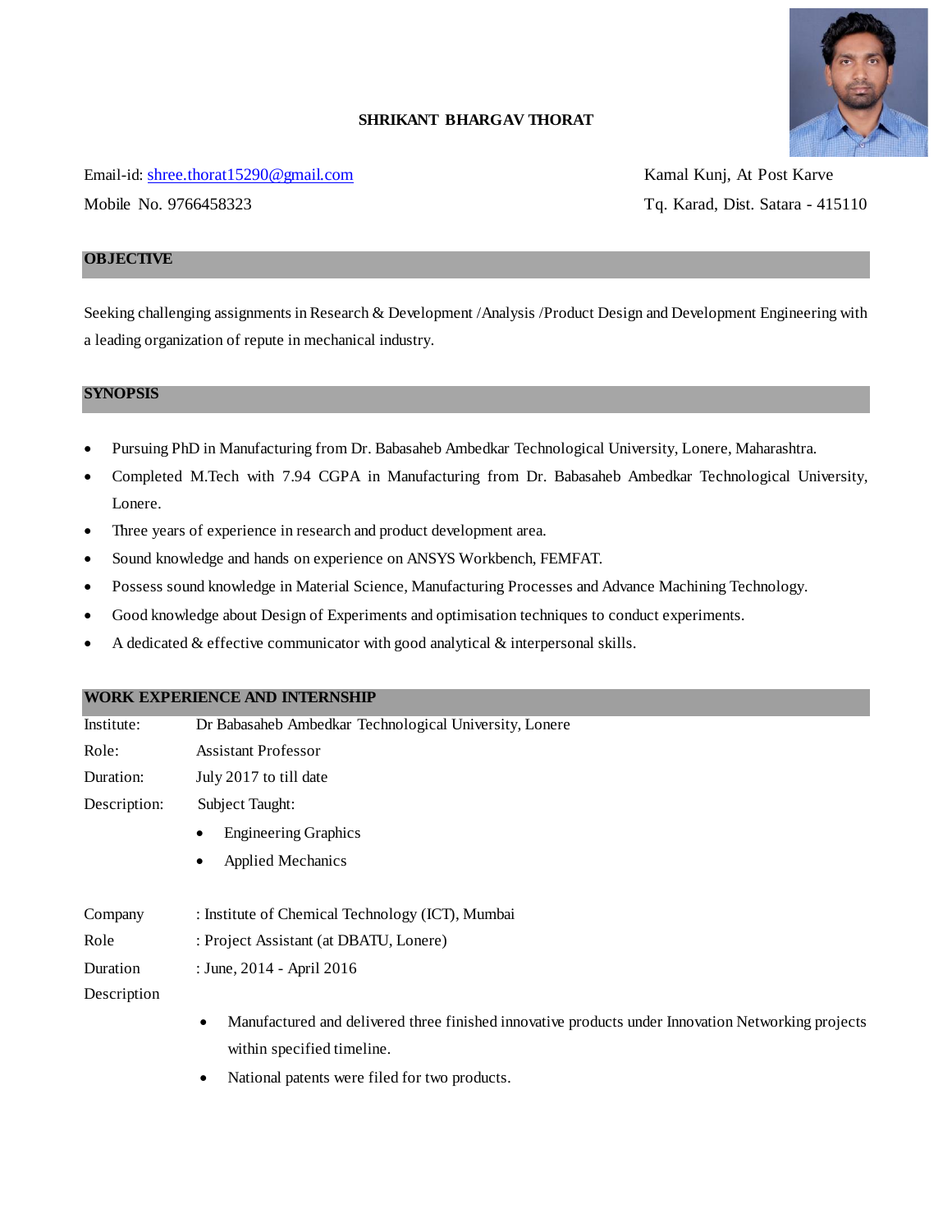# SHRIKANT BHARGAV THORAT

Email-id: shree.thorat15290@gmail.com
Mobile No. 9766458323

Kamal Kunj, At Post Karve
Tq. Karad, Dist. Satara - 415110

## OBJECTIVE

Seeking challenging assignments in Research & Development /Analysis /Product Design and Development Engineering with a leading organization of repute in mechanical industry.

## SYNOPSIS

- Pursuing PhD in Manufacturing from Dr. Babasaheb Ambedkar Technological University, Lonere, Maharashtra.
- Completed M.Tech with 7.94 CGPA in Manufacturing from Dr. Babasaheb Ambedkar Technological University, Lonere.
- Three years of experience in research and product development area.
- Sound knowledge and hands on experience on ANSYS Workbench, FEMFAT.
- Possess sound knowledge in Material Science, Manufacturing Processes and Advance Machining Technology.
- Good knowledge about Design of Experiments and optimisation techniques to conduct experiments.
- A dedicated & effective communicator with good analytical & interpersonal skills.

## WORK EXPERIENCE AND INTERNSHIP

Institute: Dr Babasaheb Ambedkar Technological University, Lonere
Role: Assistant Professor
Duration: July 2017 to till date
Description: Subject Taught:

- Engineering Graphics
- Applied Mechanics

Company : Institute of Chemical Technology (ICT), Mumbai
Role : Project Assistant (at DBATU, Lonere)
Duration : June, 2014 - April 2016
Description

- Manufactured and delivered three finished innovative products under Innovation Networking projects within specified timeline.
- National patents were filed for two products.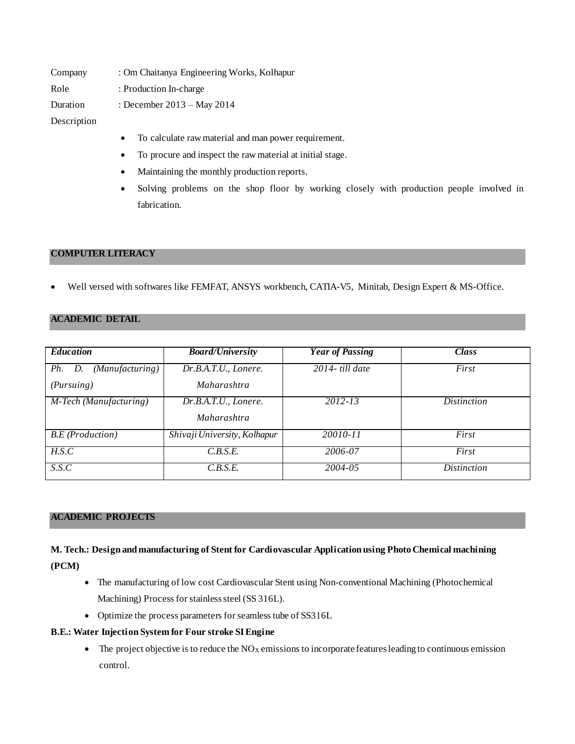Company : Om Chaitanya Engineering Works, Kolhapur

Role : Production In-charge

Duration : December 2013 – May 2014

Description

- To calculate raw material and man power requirement.
- To procure and inspect the raw material at initial stage.
- Maintaining the monthly production reports.
- Solving problems on the shop floor by working closely with production people involved in fabrication.

## COMPUTER LITERACY

- Well versed with softwares like FEMFAT, ANSYS workbench, CATIA-V5, Minitab, Design Expert & MS-Office.

## ACADEMIC DETAIL

| *Education* | *Board/University* | *Year of Passing* | *Class* |
|---|---|---|---|
| *Ph. D. (Manufacturing) (Pursuing)* | *Dr.B.A.T.U., Lonere. Maharashtra* | *2014- till date* | *First* |
| *M-Tech (Manufacturing)* | *Dr.B.A.T.U., Lonere. Maharashtra* | *2012-13* | *Distinction* |
| *B.E (Production)* | *Shivaji University, Kolhapur* | *20010-11* | *First* |
| *H.S.C* | *C.B.S.E.* | *2006-07* | *First* |
| *S.S.C* | *C.B.S.E.* | *2004-05* | *Distinction* |

## ACADEMIC PROJECTS

**M. Tech.: Design and manufacturing of Stent for Cardiovascular Application using Photo Chemical machining (PCM)**

- The manufacturing of low cost Cardiovascular Stent using Non-conventional Machining (Photochemical Machining) Process for stainless steel (SS 316L).
- Optimize the process parameters for seamless tube of SS316L

**B.E.: Water Injection System for Four stroke SI Engine**

- The project objective is to reduce the $NO_X$ emissions to incorporate features leading to continuous emission control.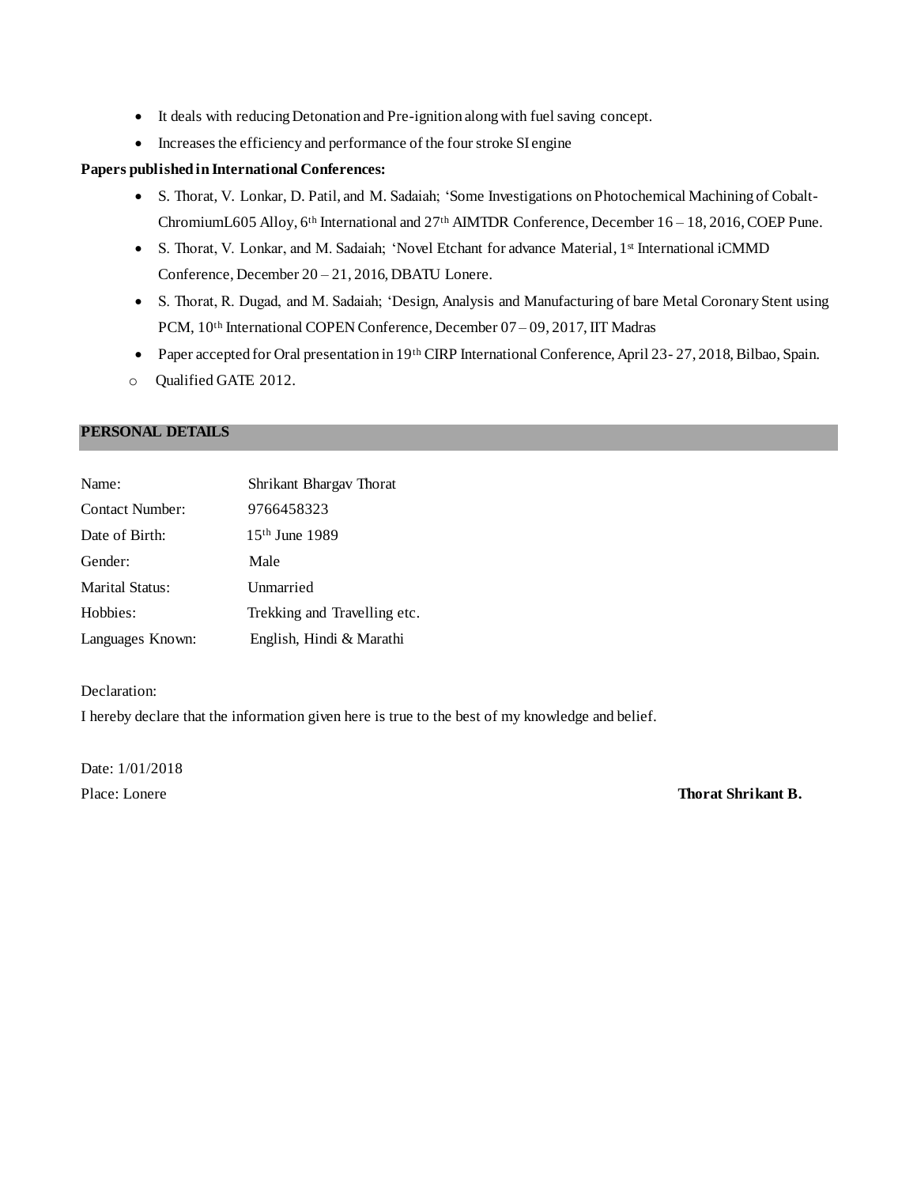- It deals with reducing Detonation and Pre-ignition along with fuel saving concept.
- Increases the efficiency and performance of the four stroke SI engine

**Papers published in International Conferences:**

- S. Thorat, V. Lonkar, D. Patil, and M. Sadaiah; 'Some Investigations on Photochemical Machining of Cobalt-ChromiumL605 Alloy, 6th International and 27th AIMTDR Conference, December 16 – 18, 2016, COEP Pune.
- S. Thorat, V. Lonkar, and M. Sadaiah; 'Novel Etchant for advance Material, 1st International iCMMD Conference, December 20 – 21, 2016, DBATU Lonere.
- S. Thorat, R. Dugad, and M. Sadaiah; 'Design, Analysis and Manufacturing of bare Metal Coronary Stent using PCM, 10th International COPEN Conference, December 07 – 09, 2017, IIT Madras
- Paper accepted for Oral presentation in 19th CIRP International Conference, April 23- 27, 2018, Bilbao, Spain.

- Qualified GATE 2012.

## PERSONAL DETAILS

| | |
|---|---|
| Name: | Shrikant Bhargav Thorat |
| Contact Number: | 9766458323 |
| Date of Birth: | 15th June 1989 |
| Gender: | Male |
| Marital Status: | Unmarried |
| Hobbies: | Trekking and Travelling etc. |
| Languages Known: | English, Hindi & Marathi |

Declaration:

I hereby declare that the information given here is true to the best of my knowledge and belief.

Date: 1/01/2018

Place: Lonere

**Thorat Shrikant B.**